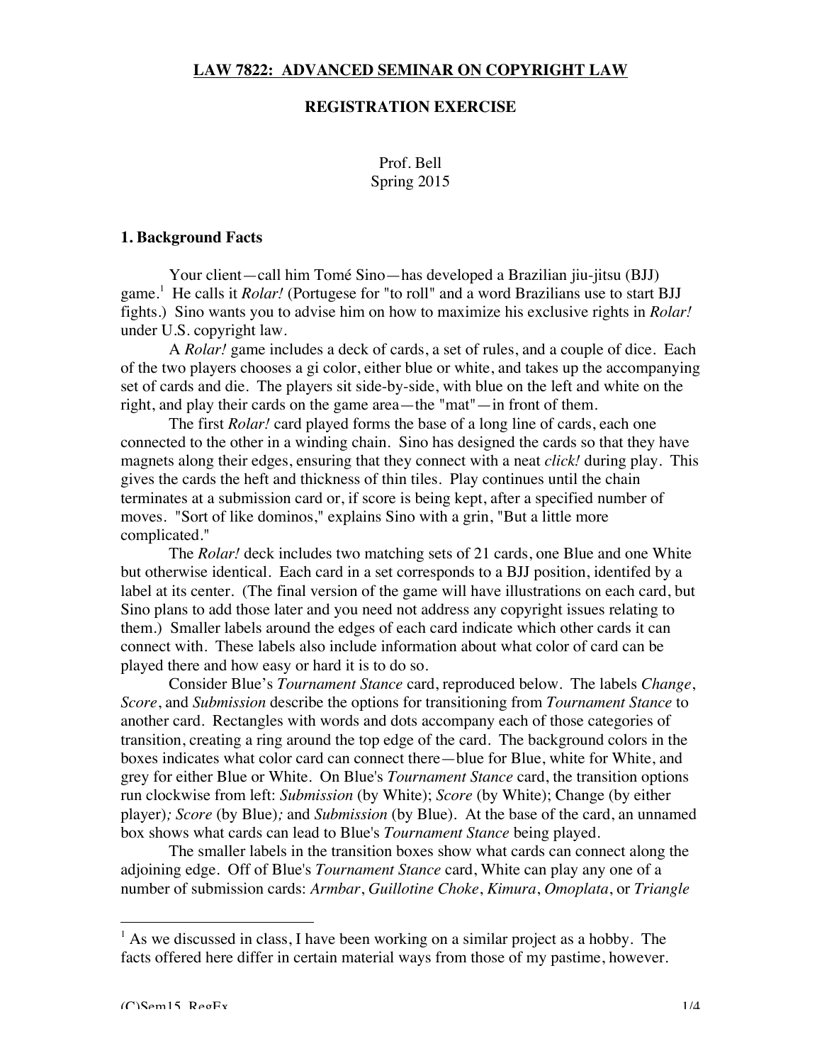**LAW 7822: ADVANCED SEMINAR ON COPYRIGHT LAW**

**REGISTRATION EXERCISE**

Prof. Bell
Spring 2015

## 1. Background Facts

Your client—call him Tomé Sino—has developed a Brazilian jiu-jitsu (BJJ) game.[1] He calls it *Rolar!* (Portugese for "to roll" and a word Brazilians use to start BJJ fights.) Sino wants you to advise him on how to maximize his exclusive rights in *Rolar!* under U.S. copyright law.

A *Rolar!* game includes a deck of cards, a set of rules, and a couple of dice. Each of the two players chooses a gi color, either blue or white, and takes up the accompanying set of cards and die. The players sit side-by-side, with blue on the left and white on the right, and play their cards on the game area—the "mat"—in front of them.

The first *Rolar!* card played forms the base of a long line of cards, each one connected to the other in a winding chain. Sino has designed the cards so that they have magnets along their edges, ensuring that they connect with a neat *click!* during play. This gives the cards the heft and thickness of thin tiles. Play continues until the chain terminates at a submission card or, if score is being kept, after a specified number of moves. "Sort of like dominos," explains Sino with a grin, "But a little more complicated."

The *Rolar!* deck includes two matching sets of 21 cards, one Blue and one White but otherwise identical. Each card in a set corresponds to a BJJ position, identifed by a label at its center. (The final version of the game will have illustrations on each card, but Sino plans to add those later and you need not address any copyright issues relating to them.) Smaller labels around the edges of each card indicate which other cards it can connect with. These labels also include information about what color of card can be played there and how easy or hard it is to do so.

Consider Blue's *Tournament Stance* card, reproduced below. The labels *Change*, *Score*, and *Submission* describe the options for transitioning from *Tournament Stance* to another card. Rectangles with words and dots accompany each of those categories of transition, creating a ring around the top edge of the card. The background colors in the boxes indicates what color card can connect there—blue for Blue, white for White, and grey for either Blue or White. On Blue's *Tournament Stance* card, the transition options run clockwise from left: *Submission* (by White); *Score* (by White); Change (by either player)*; Score* (by Blue)*;* and *Submission* (by Blue). At the base of the card, an unnamed box shows what cards can lead to Blue's *Tournament Stance* being played.

The smaller labels in the transition boxes show what cards can connect along the adjoining edge. Off of Blue's *Tournament Stance* card, White can play any one of a number of submission cards: *Armbar*, *Guillotine Choke*, *Kimura*, *Omoplata*, or *Triangle*

---

[1] As we discussed in class, I have been working on a similar project as a hobby. The facts offered here differ in certain material ways from those of my pastime, however.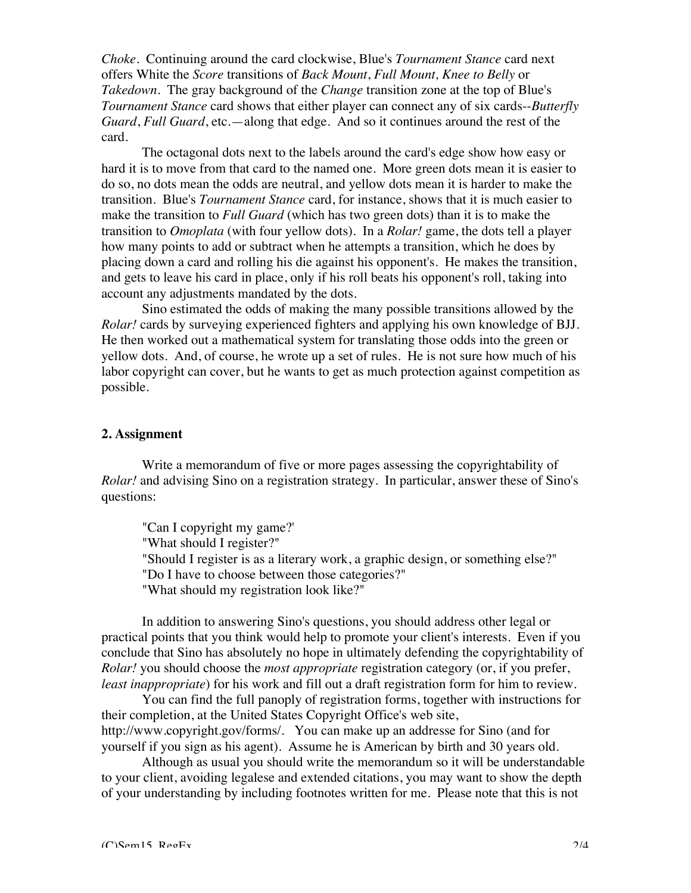*Choke*. Continuing around the card clockwise, Blue's *Tournament Stance* card next offers White the *Score* transitions of *Back Mount*, *Full Mount, Knee to Belly* or *Takedown*. The gray background of the *Change* transition zone at the top of Blue's *Tournament Stance* card shows that either player can connect any of six cards--*Butterfly Guard*, *Full Guard*, etc.—along that edge. And so it continues around the rest of the card.

The octagonal dots next to the labels around the card's edge show how easy or hard it is to move from that card to the named one. More green dots mean it is easier to do so, no dots mean the odds are neutral, and yellow dots mean it is harder to make the transition. Blue's *Tournament Stance* card, for instance, shows that it is much easier to make the transition to *Full Guard* (which has two green dots) than it is to make the transition to *Omoplata* (with four yellow dots). In a *Rolar!* game, the dots tell a player how many points to add or subtract when he attempts a transition, which he does by placing down a card and rolling his die against his opponent's. He makes the transition, and gets to leave his card in place, only if his roll beats his opponent's roll, taking into account any adjustments mandated by the dots.

Sino estimated the odds of making the many possible transitions allowed by the *Rolar!* cards by surveying experienced fighters and applying his own knowledge of BJJ. He then worked out a mathematical system for translating those odds into the green or yellow dots. And, of course, he wrote up a set of rules. He is not sure how much of his labor copyright can cover, but he wants to get as much protection against competition as possible.

## 2. Assignment

Write a memorandum of five or more pages assessing the copyrightability of *Rolar!* and advising Sino on a registration strategy. In particular, answer these of Sino's questions:

> "Can I copyright my game?'
> "What should I register?"
> "Should I register is as a literary work, a graphic design, or something else?"
> "Do I have to choose between those categories?"
> "What should my registration look like?"

In addition to answering Sino's questions, you should address other legal or practical points that you think would help to promote your client's interests. Even if you conclude that Sino has absolutely no hope in ultimately defending the copyrightability of *Rolar!* you should choose the *most appropriate* registration category (or, if you prefer, *least inappropriate*) for his work and fill out a draft registration form for him to review.

You can find the full panoply of registration forms, together with instructions for their completion, at the United States Copyright Office's web site, http://www.copyright.gov/forms/. You can make up an addresse for Sino (and for yourself if you sign as his agent). Assume he is American by birth and 30 years old.

Although as usual you should write the memorandum so it will be understandable to your client, avoiding legalese and extended citations, you may want to show the depth of your understanding by including footnotes written for me. Please note that this is not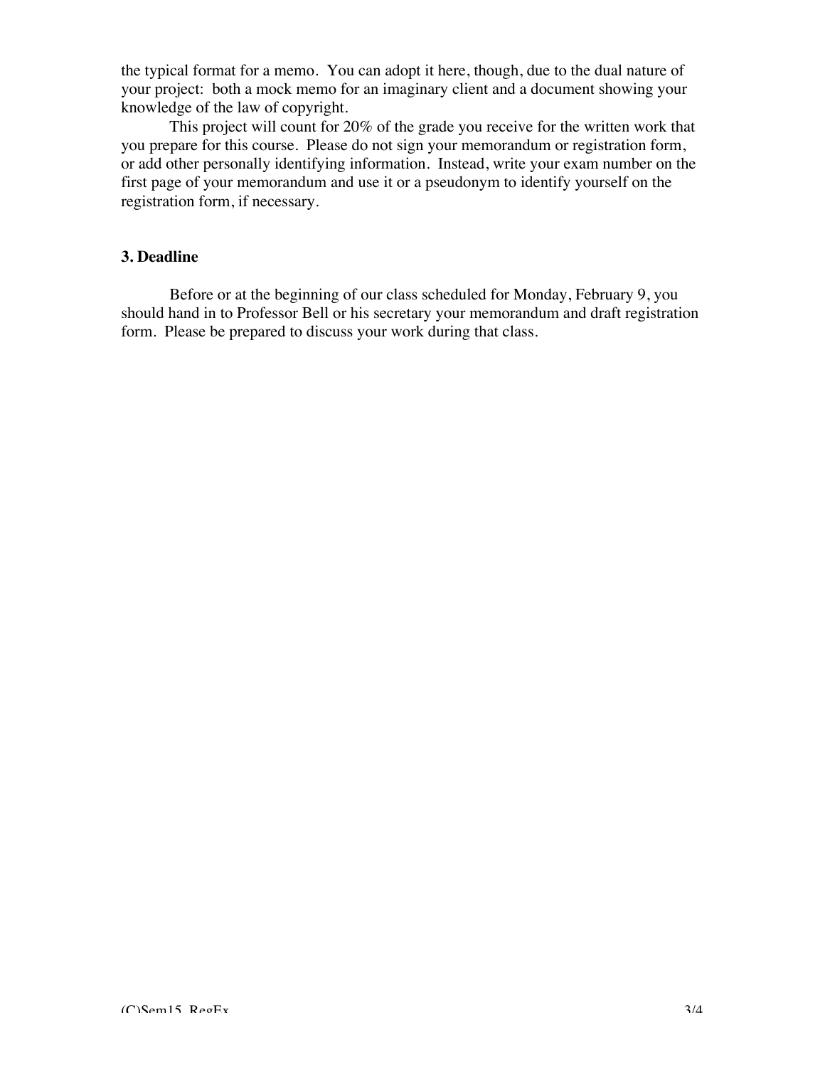the typical format for a memo. You can adopt it here, though, due to the dual nature of your project: both a mock memo for an imaginary client and a document showing your knowledge of the law of copyright.

This project will count for 20% of the grade you receive for the written work that you prepare for this course. Please do not sign your memorandum or registration form, or add other personally identifying information. Instead, write your exam number on the first page of your memorandum and use it or a pseudonym to identify yourself on the registration form, if necessary.

### 3. Deadline

Before or at the beginning of our class scheduled for Monday, February 9, you should hand in to Professor Bell or his secretary your memorandum and draft registration form. Please be prepared to discuss your work during that class.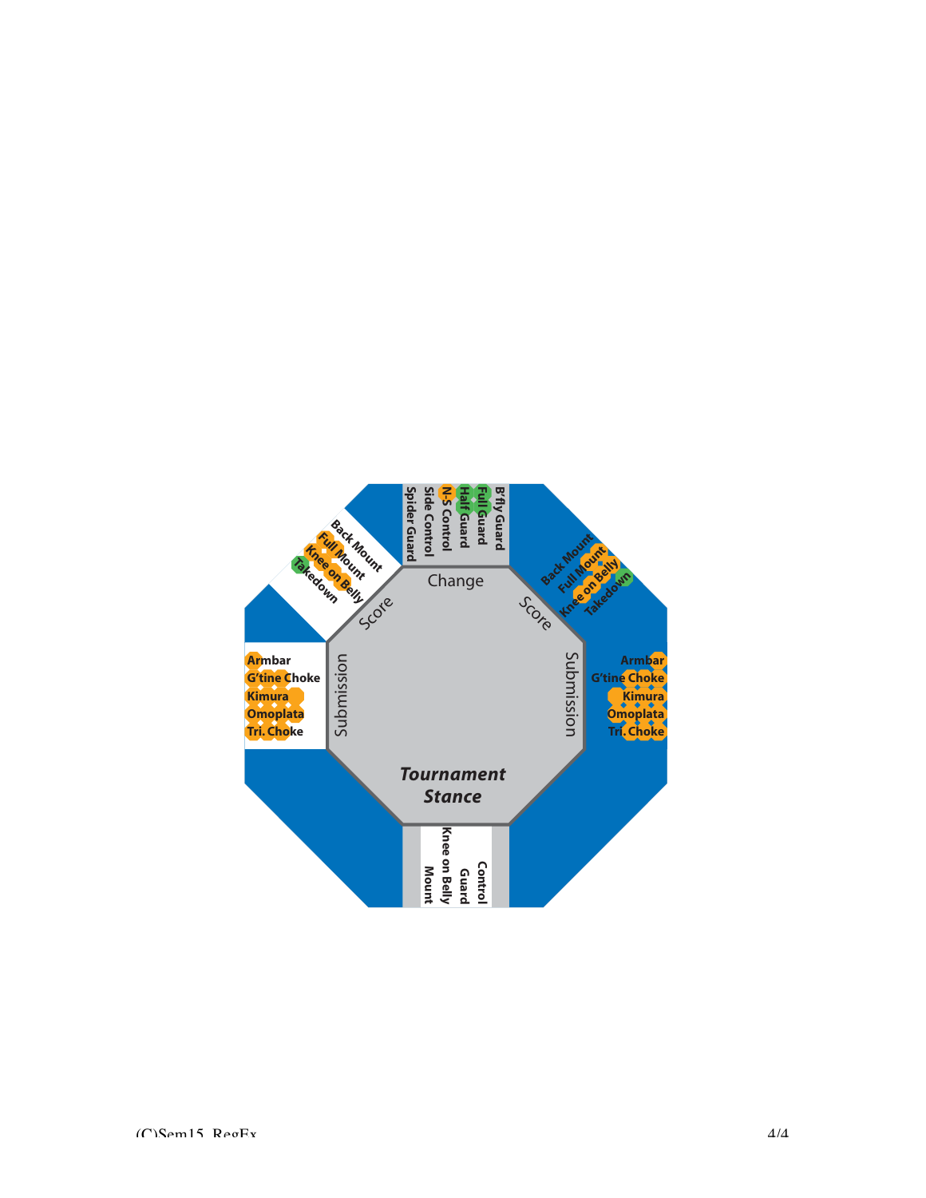B'fly Guard
Full Guard
Half Guard
N-S Control
Side Control
Spider Guard

Back Mount
Full Mount
Knee on Belly
Takedown

Change

Score

Score

Back Mount
Full Mount
Knee on Belly
Takedown

Armbar
G'tine Choke
Kimura
Omoplata
Tri. Choke

Submission

Submission

Armbar
G'tine Choke
Kimura
Omoplata
Tri. Choke

***Tournament Stance***

Control
Guard
Knee on Belly
Mount